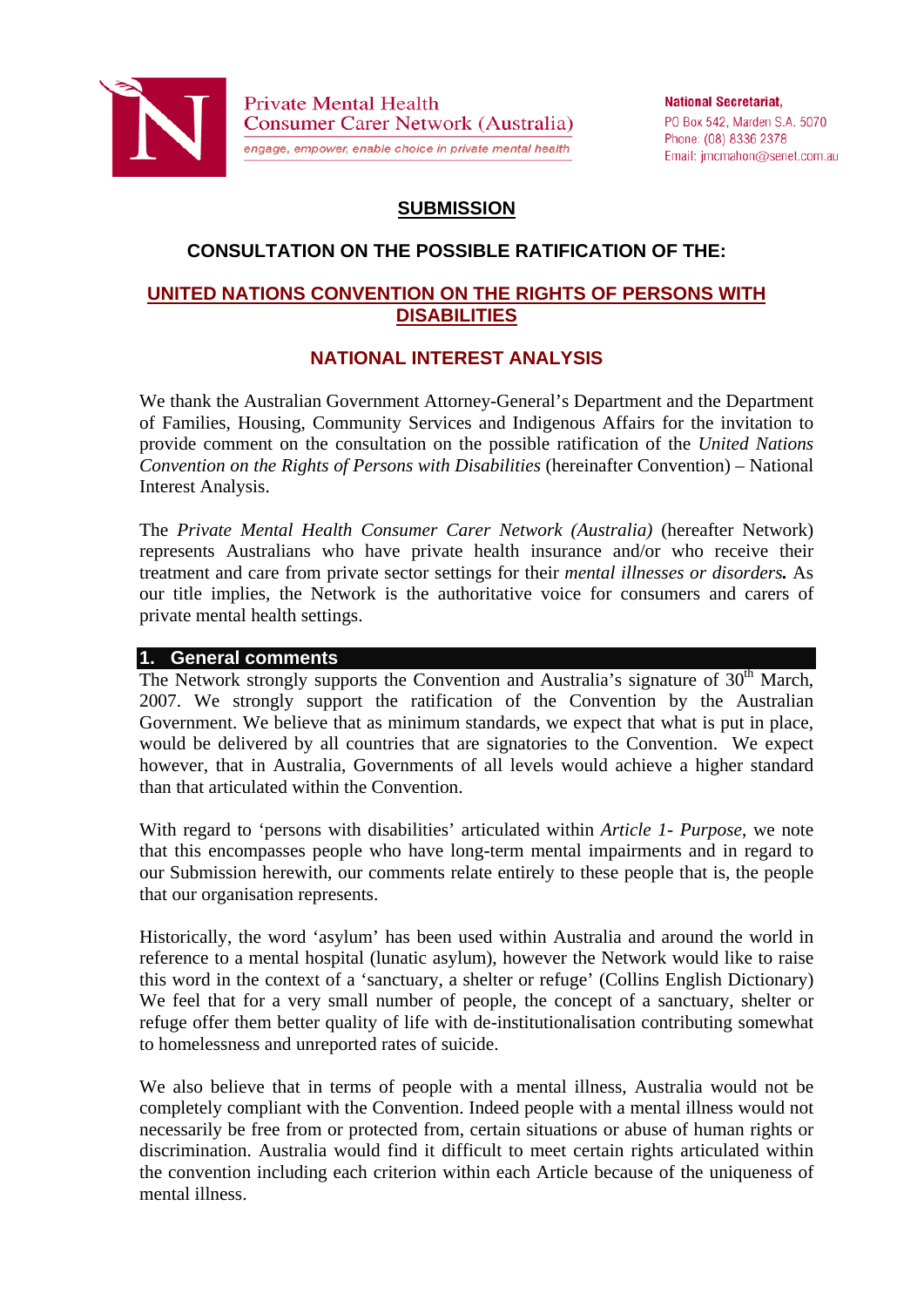Private Mental Health Consumer Carer Network (Australia)

engage, empower, enable choice in private mental health

**National Secretariat,**
PO Box 542, Marden S.A. 5070
Phone: (08) 8336 2378
Email: jmcmahon@senet.com.au

# SUBMISSION

## CONSULTATION ON THE POSSIBLE RATIFICATION OF THE:

## UNITED NATIONS CONVENTION ON THE RIGHTS OF PERSONS WITH DISABILITIES

## NATIONAL INTEREST ANALYSIS

We thank the Australian Government Attorney-General's Department and the Department of Families, Housing, Community Services and Indigenous Affairs for the invitation to provide comment on the consultation on the possible ratification of the *United Nations Convention on the Rights of Persons with Disabilities* (hereinafter Convention) – National Interest Analysis.

The *Private Mental Health Consumer Carer Network (Australia)* (hereafter Network) represents Australians who have private health insurance and/or who receive their treatment and care from private sector settings for their *mental illnesses or disorders.* As our title implies, the Network is the authoritative voice for consumers and carers of private mental health settings.

### 1. General comments

The Network strongly supports the Convention and Australia's signature of 30th March, 2007. We strongly support the ratification of the Convention by the Australian Government. We believe that as minimum standards, we expect that what is put in place, would be delivered by all countries that are signatories to the Convention. We expect however, that in Australia, Governments of all levels would achieve a higher standard than that articulated within the Convention.

With regard to 'persons with disabilities' articulated within *Article 1- Purpose,* we note that this encompasses people who have long-term mental impairments and in regard to our Submission herewith, our comments relate entirely to these people that is, the people that our organisation represents.

Historically, the word 'asylum' has been used within Australia and around the world in reference to a mental hospital (lunatic asylum), however the Network would like to raise this word in the context of a 'sanctuary, a shelter or refuge' (Collins English Dictionary) We feel that for a very small number of people, the concept of a sanctuary, shelter or refuge offer them better quality of life with de-institutionalisation contributing somewhat to homelessness and unreported rates of suicide.

We also believe that in terms of people with a mental illness, Australia would not be completely compliant with the Convention. Indeed people with a mental illness would not necessarily be free from or protected from, certain situations or abuse of human rights or discrimination. Australia would find it difficult to meet certain rights articulated within the convention including each criterion within each Article because of the uniqueness of mental illness.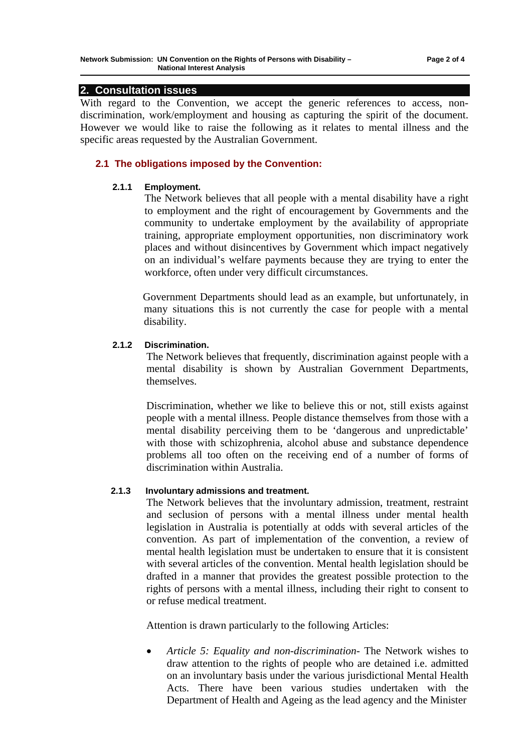## 2. Consultation issues

With regard to the Convention, we accept the generic references to access, non-discrimination, work/employment and housing as capturing the spirit of the document. However we would like to raise the following as it relates to mental illness and the specific areas requested by the Australian Government.

### 2.1 The obligations imposed by the Convention:

#### 2.1.1 Employment.

The Network believes that all people with a mental disability have a right to employment and the right of encouragement by Governments and the community to undertake employment by the availability of appropriate training, appropriate employment opportunities, non discriminatory work places and without disincentives by Government which impact negatively on an individual's welfare payments because they are trying to enter the workforce, often under very difficult circumstances.

Government Departments should lead as an example, but unfortunately, in many situations this is not currently the case for people with a mental disability.

#### 2.1.2 Discrimination.

The Network believes that frequently, discrimination against people with a mental disability is shown by Australian Government Departments, themselves.

Discrimination, whether we like to believe this or not, still exists against people with a mental illness. People distance themselves from those with a mental disability perceiving them to be 'dangerous and unpredictable' with those with schizophrenia, alcohol abuse and substance dependence problems all too often on the receiving end of a number of forms of discrimination within Australia.

#### 2.1.3 Involuntary admissions and treatment.

The Network believes that the involuntary admission, treatment, restraint and seclusion of persons with a mental illness under mental health legislation in Australia is potentially at odds with several articles of the convention. As part of implementation of the convention, a review of mental health legislation must be undertaken to ensure that it is consistent with several articles of the convention. Mental health legislation should be drafted in a manner that provides the greatest possible protection to the rights of persons with a mental illness, including their right to consent to or refuse medical treatment.

Attention is drawn particularly to the following Articles:

- *Article 5: Equality and non-discrimination-* The Network wishes to draw attention to the rights of people who are detained i.e. admitted on an involuntary basis under the various jurisdictional Mental Health Acts. There have been various studies undertaken with the Department of Health and Ageing as the lead agency and the Minister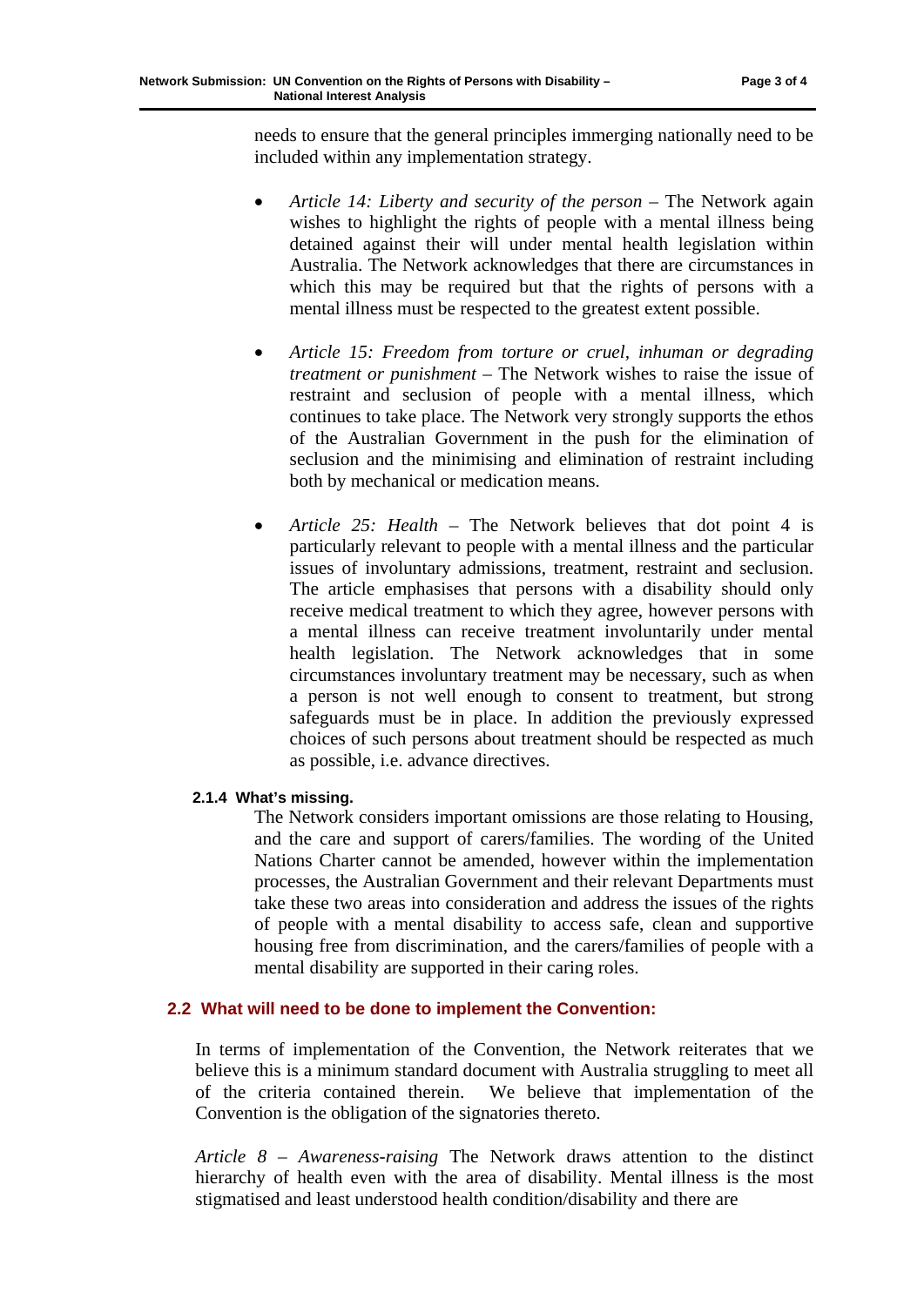needs to ensure that the general principles immerging nationally need to be included within any implementation strategy.

- *Article 14: Liberty and security of the person* – The Network again wishes to highlight the rights of people with a mental illness being detained against their will under mental health legislation within Australia. The Network acknowledges that there are circumstances in which this may be required but that the rights of persons with a mental illness must be respected to the greatest extent possible.

- *Article 15: Freedom from torture or cruel, inhuman or degrading treatment or punishment* – The Network wishes to raise the issue of restraint and seclusion of people with a mental illness, which continues to take place. The Network very strongly supports the ethos of the Australian Government in the push for the elimination of seclusion and the minimising and elimination of restraint including both by mechanical or medication means.

- *Article 25: Health* – The Network believes that dot point 4 is particularly relevant to people with a mental illness and the particular issues of involuntary admissions, treatment, restraint and seclusion. The article emphasises that persons with a disability should only receive medical treatment to which they agree, however persons with a mental illness can receive treatment involuntarily under mental health legislation. The Network acknowledges that in some circumstances involuntary treatment may be necessary, such as when a person is not well enough to consent to treatment, but strong safeguards must be in place. In addition the previously expressed choices of such persons about treatment should be respected as much as possible, i.e. advance directives.

#### 2.1.4 What's missing.

The Network considers important omissions are those relating to Housing, and the care and support of carers/families. The wording of the United Nations Charter cannot be amended, however within the implementation processes, the Australian Government and their relevant Departments must take these two areas into consideration and address the issues of the rights of people with a mental disability to access safe, clean and supportive housing free from discrimination, and the carers/families of people with a mental disability are supported in their caring roles.

### 2.2 What will need to be done to implement the Convention:

In terms of implementation of the Convention, the Network reiterates that we believe this is a minimum standard document with Australia struggling to meet all of the criteria contained therein. We believe that implementation of the Convention is the obligation of the signatories thereto.

*Article 8 – Awareness-raising* The Network draws attention to the distinct hierarchy of health even with the area of disability. Mental illness is the most stigmatised and least understood health condition/disability and there are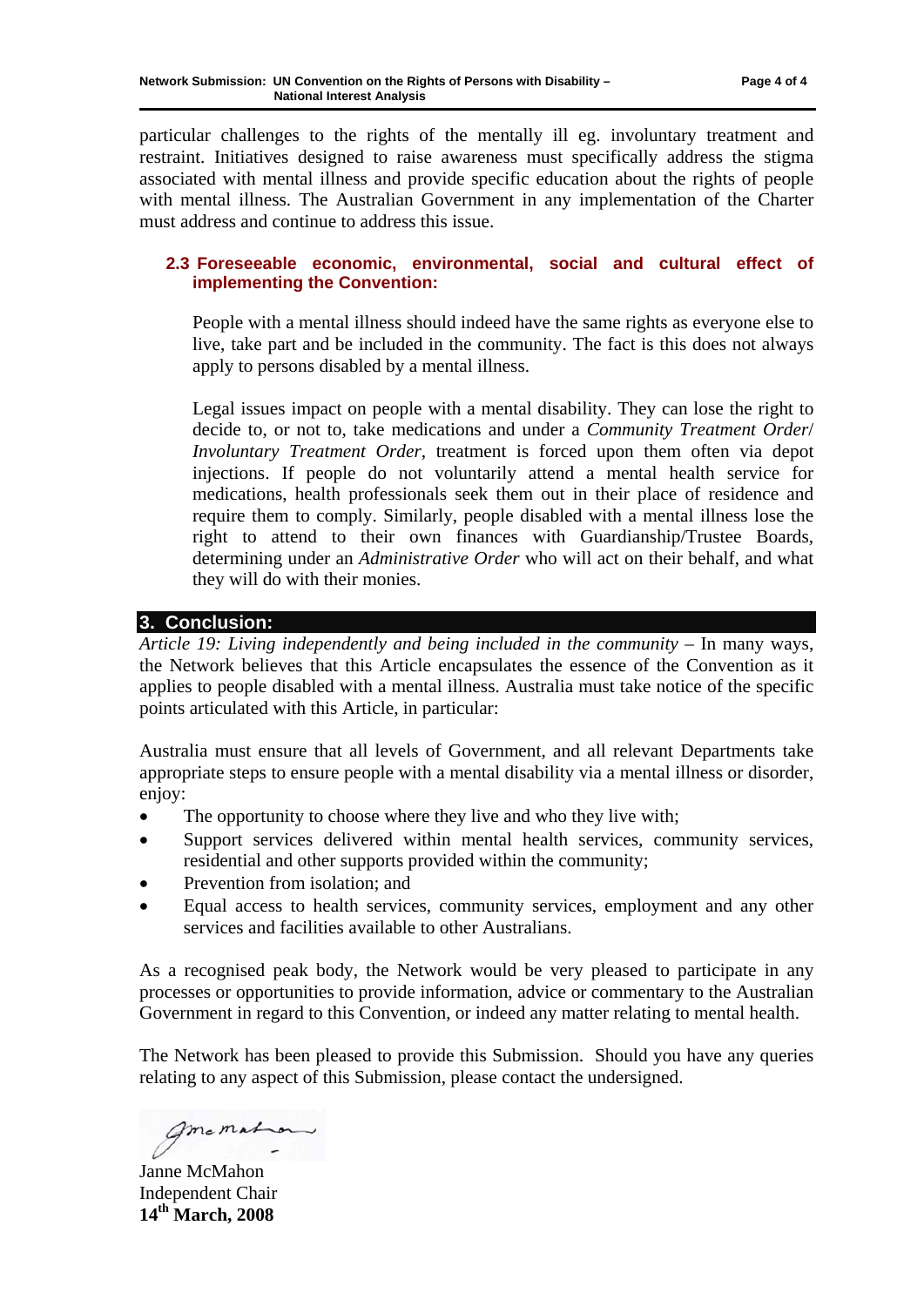particular challenges to the rights of the mentally ill eg. involuntary treatment and restraint. Initiatives designed to raise awareness must specifically address the stigma associated with mental illness and provide specific education about the rights of people with mental illness. The Australian Government in any implementation of the Charter must address and continue to address this issue.

### 2.3 Foreseeable economic, environmental, social and cultural effect of implementing the Convention:

People with a mental illness should indeed have the same rights as everyone else to live, take part and be included in the community. The fact is this does not always apply to persons disabled by a mental illness.

Legal issues impact on people with a mental disability. They can lose the right to decide to, or not to, take medications and under a *Community Treatment Order*/ *Involuntary Treatment Order*, treatment is forced upon them often via depot injections. If people do not voluntarily attend a mental health service for medications, health professionals seek them out in their place of residence and require them to comply. Similarly, people disabled with a mental illness lose the right to attend to their own finances with Guardianship/Trustee Boards, determining under an *Administrative Order* who will act on their behalf, and what they will do with their monies.

## 3. Conclusion:

*Article 19: Living independently and being included in the community* – In many ways, the Network believes that this Article encapsulates the essence of the Convention as it applies to people disabled with a mental illness. Australia must take notice of the specific points articulated with this Article, in particular:

Australia must ensure that all levels of Government, and all relevant Departments take appropriate steps to ensure people with a mental disability via a mental illness or disorder, enjoy:

- The opportunity to choose where they live and who they live with;
- Support services delivered within mental health services, community services, residential and other supports provided within the community;
- Prevention from isolation; and
- Equal access to health services, community services, employment and any other services and facilities available to other Australians.

As a recognised peak body, the Network would be very pleased to participate in any processes or opportunities to provide information, advice or commentary to the Australian Government in regard to this Convention, or indeed any matter relating to mental health.

The Network has been pleased to provide this Submission. Should you have any queries relating to any aspect of this Submission, please contact the undersigned.

Janne McMahon
Independent Chair
**14th March, 2008**